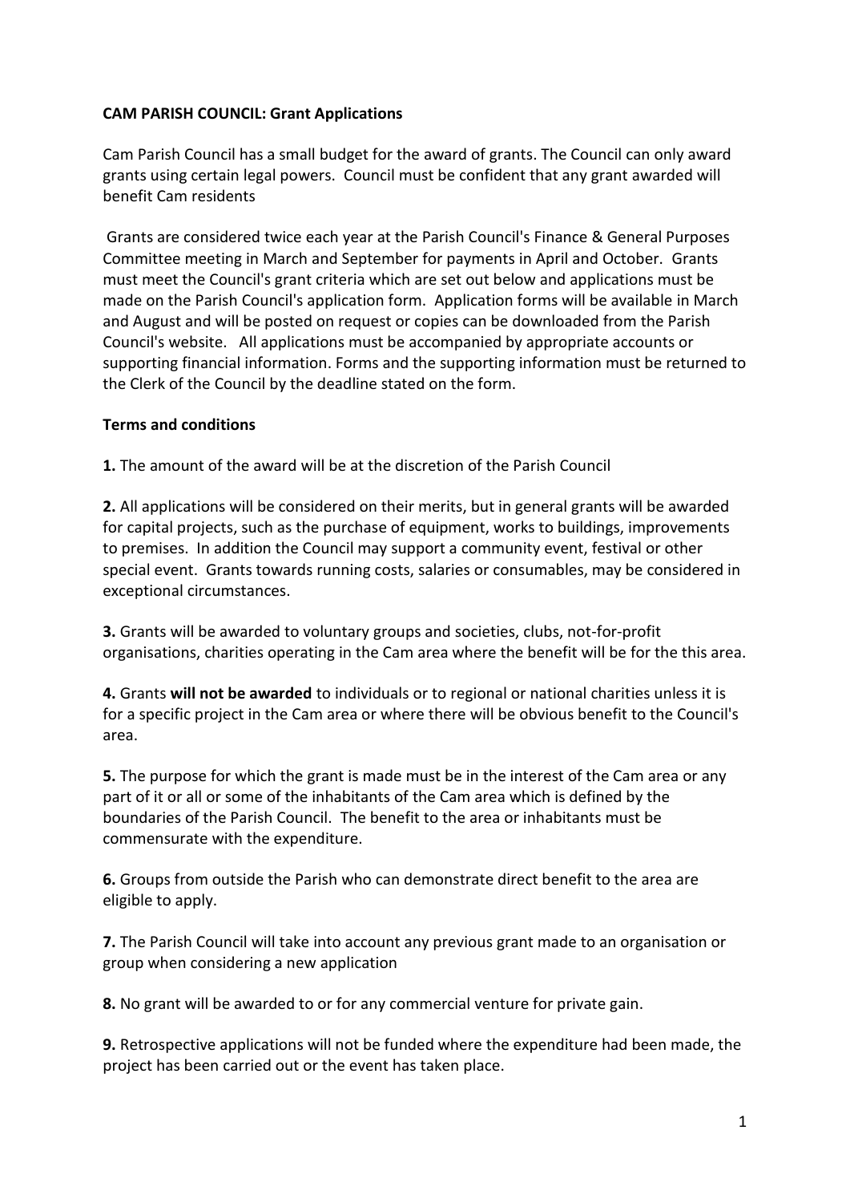**CAM PARISH COUNCIL: Grant Applications**

Cam Parish Council has a small budget for the award of grants. The Council can only award grants using certain legal powers. Council must be confident that any grant awarded will benefit Cam residents

Grants are considered twice each year at the Parish Council's Finance & General Purposes Committee meeting in March and September for payments in April and October. Grants must meet the Council's grant criteria which are set out below and applications must be made on the Parish Council's application form. Application forms will be available in March and August and will be posted on request or copies can be downloaded from the Parish Council's website. All applications must be accompanied by appropriate accounts or supporting financial information. Forms and the supporting information must be returned to the Clerk of the Council by the deadline stated on the form.

**Terms and conditions**

**1.** The amount of the award will be at the discretion of the Parish Council

**2.** All applications will be considered on their merits, but in general grants will be awarded for capital projects, such as the purchase of equipment, works to buildings, improvements to premises. In addition the Council may support a community event, festival or other special event. Grants towards running costs, salaries or consumables, may be considered in exceptional circumstances.

**3.** Grants will be awarded to voluntary groups and societies, clubs, not-for-profit organisations, charities operating in the Cam area where the benefit will be for the this area.

**4.** Grants **will not be awarded** to individuals or to regional or national charities unless it is for a specific project in the Cam area or where there will be obvious benefit to the Council's area.

**5.** The purpose for which the grant is made must be in the interest of the Cam area or any part of it or all or some of the inhabitants of the Cam area which is defined by the boundaries of the Parish Council. The benefit to the area or inhabitants must be commensurate with the expenditure.

**6.** Groups from outside the Parish who can demonstrate direct benefit to the area are eligible to apply.

**7.** The Parish Council will take into account any previous grant made to an organisation or group when considering a new application

**8.** No grant will be awarded to or for any commercial venture for private gain.

**9.** Retrospective applications will not be funded where the expenditure had been made, the project has been carried out or the event has taken place.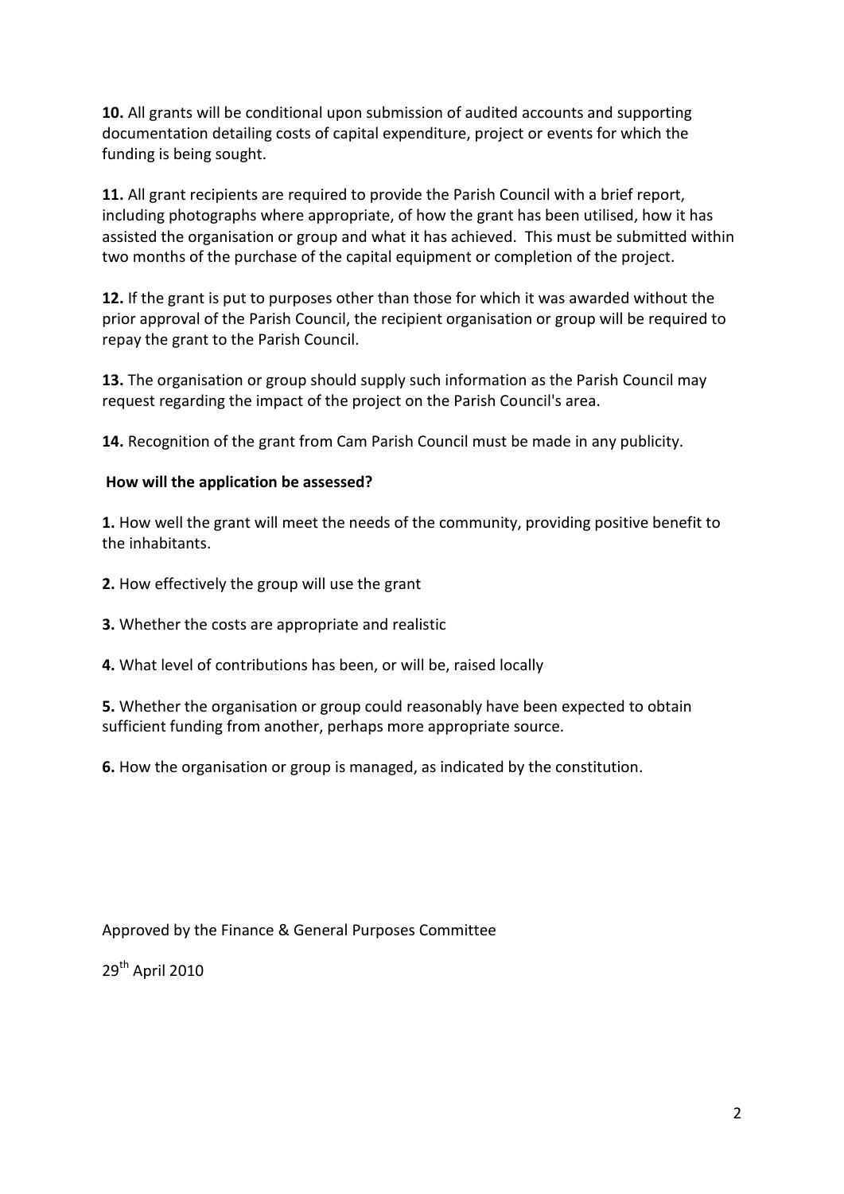**10.** All grants will be conditional upon submission of audited accounts and supporting documentation detailing costs of capital expenditure, project or events for which the funding is being sought.

**11.** All grant recipients are required to provide the Parish Council with a brief report, including photographs where appropriate, of how the grant has been utilised, how it has assisted the organisation or group and what it has achieved. This must be submitted within two months of the purchase of the capital equipment or completion of the project.

**12.** If the grant is put to purposes other than those for which it was awarded without the prior approval of the Parish Council, the recipient organisation or group will be required to repay the grant to the Parish Council.

**13.** The organisation or group should supply such information as the Parish Council may request regarding the impact of the project on the Parish Council's area.

**14.** Recognition of the grant from Cam Parish Council must be made in any publicity.

**How will the application be assessed?**

**1.** How well the grant will meet the needs of the community, providing positive benefit to the inhabitants.

**2.** How effectively the group will use the grant

**3.** Whether the costs are appropriate and realistic

**4.** What level of contributions has been, or will be, raised locally

**5.** Whether the organisation or group could reasonably have been expected to obtain sufficient funding from another, perhaps more appropriate source.

**6.** How the organisation or group is managed, as indicated by the constitution.

Approved by the Finance & General Purposes Committee

29th April 2010